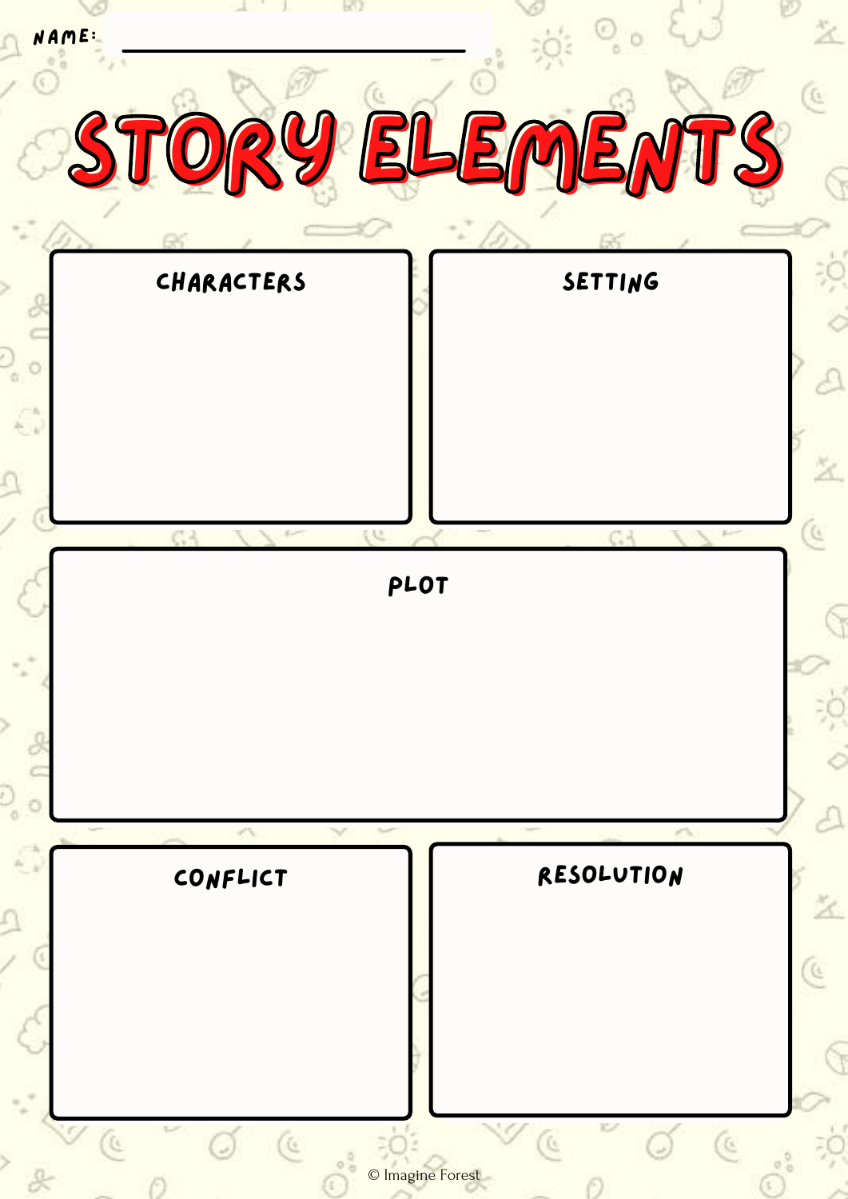NAME: ______________________________

# STORY ELEMENTS

## CHARACTERS

## SETTING

## PLOT

## CONFLICT

## RESOLUTION

© Imagine Forest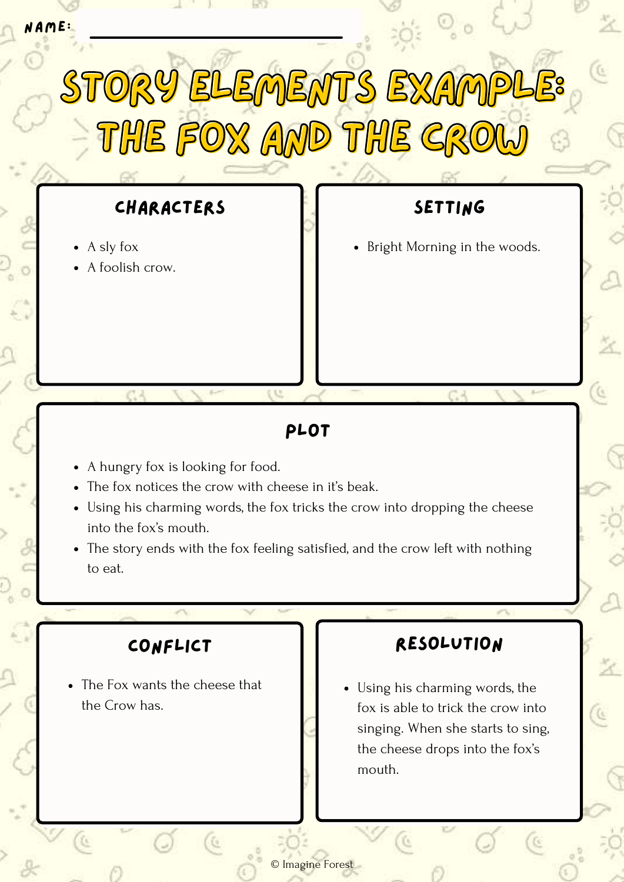NAME: ______________________________

# STORY ELEMENTS EXAMPLE: THE FOX AND THE CROW

## CHARACTERS

- A sly fox
- A foolish crow.

## SETTING

- Bright Morning in the woods.

## PLOT

- A hungry fox is looking for food.
- The fox notices the crow with cheese in it's beak.
- Using his charming words, the fox tricks the crow into dropping the cheese into the fox's mouth.
- The story ends with the fox feeling satisfied, and the crow left with nothing to eat.

## CONFLICT

- The Fox wants the cheese that the Crow has.

## RESOLUTION

- Using his charming words, the fox is able to trick the crow into singing. When she starts to sing, the cheese drops into the fox's mouth.

© Imagine Forest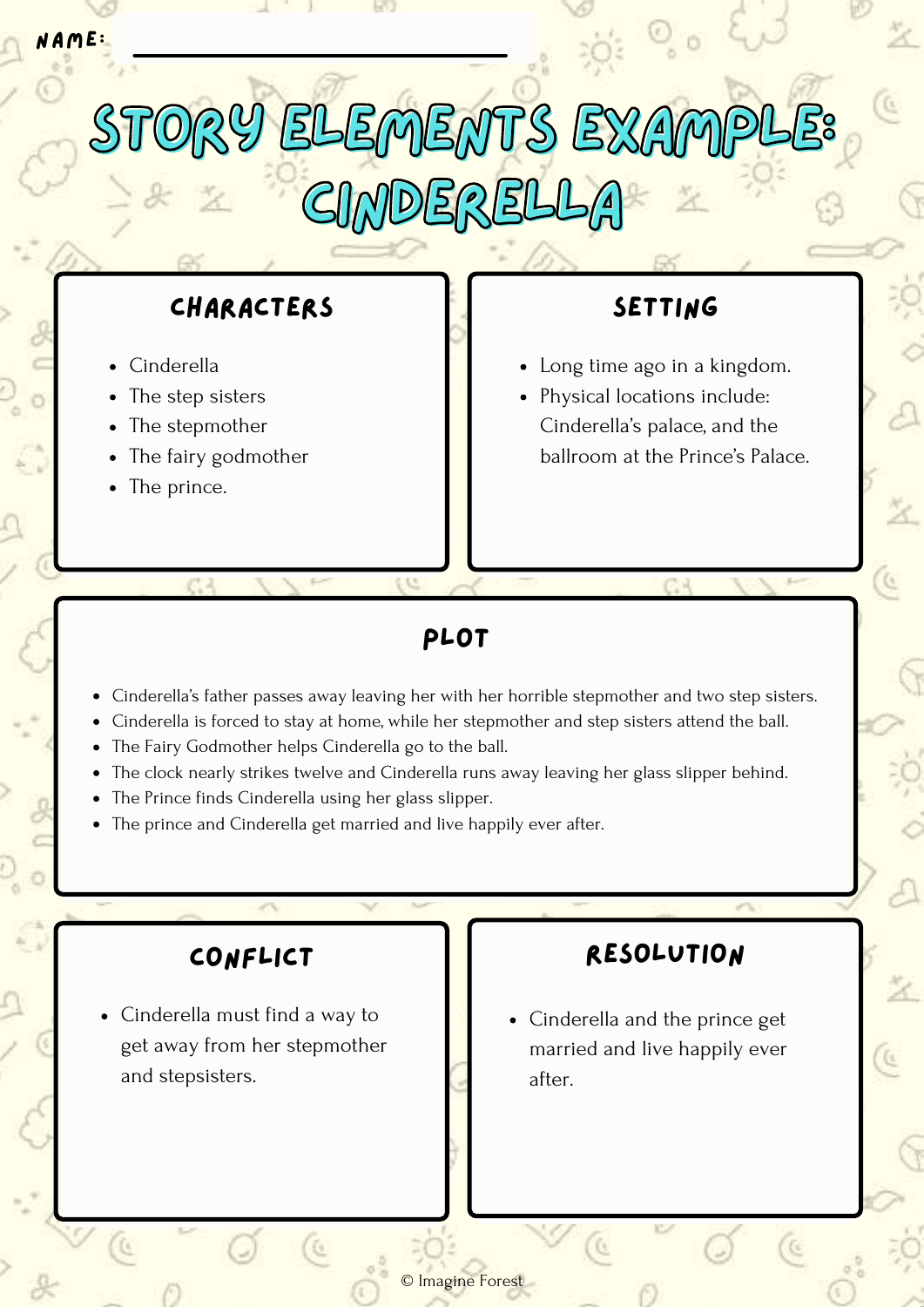NAME: ______________________________

# STORY ELEMENTS EXAMPLE: CINDERELLA

## CHARACTERS

- Cinderella
- The step sisters
- The stepmother
- The fairy godmother
- The prince.

## SETTING

- Long time ago in a kingdom.
- Physical locations include: Cinderella's palace, and the ballroom at the Prince's Palace.

## PLOT

- Cinderella's father passes away leaving her with her horrible stepmother and two step sisters.
- Cinderella is forced to stay at home, while her stepmother and step sisters attend the ball.
- The Fairy Godmother helps Cinderella go to the ball.
- The clock nearly strikes twelve and Cinderella runs away leaving her glass slipper behind.
- The Prince finds Cinderella using her glass slipper.
- The prince and Cinderella get married and live happily ever after.

## CONFLICT

- Cinderella must find a way to get away from her stepmother and stepsisters.

## RESOLUTION

- Cinderella and the prince get married and live happily ever after.

© Imagine Forest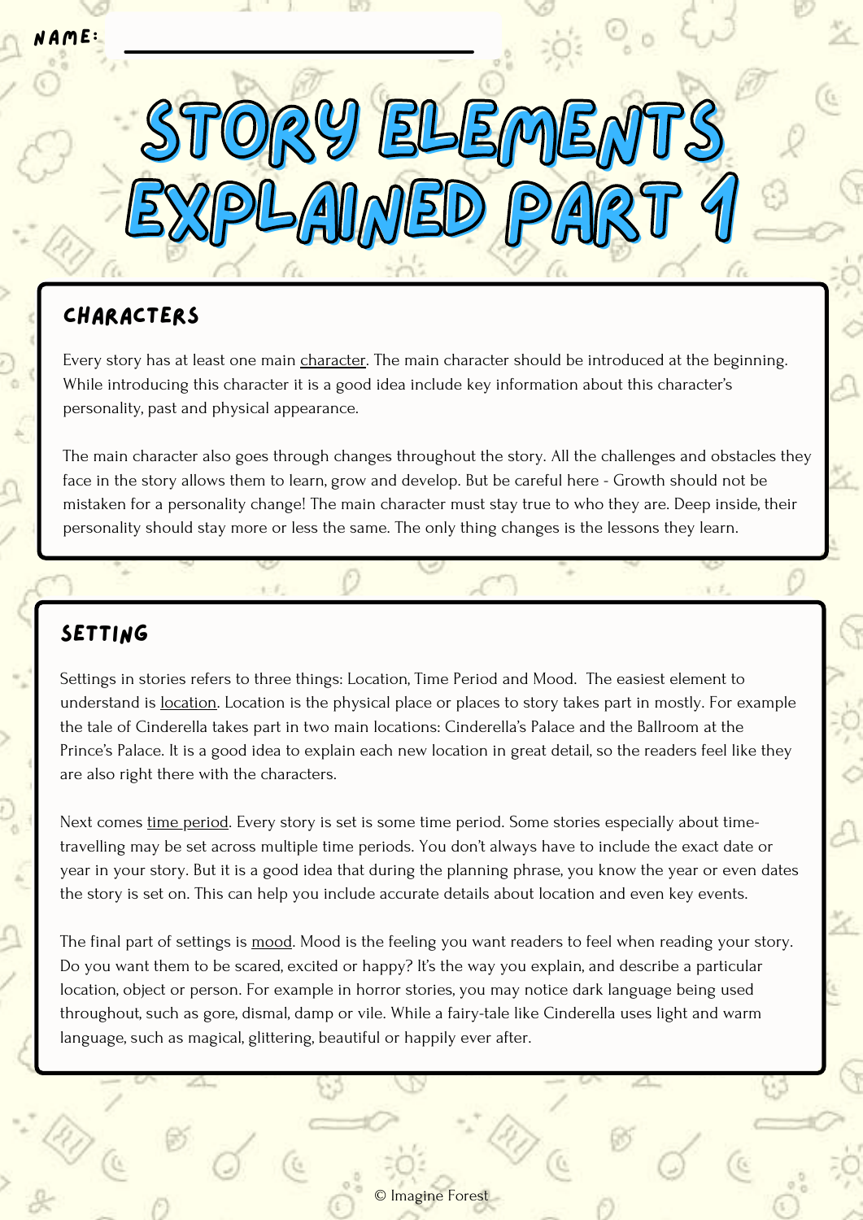NAME: ______________________________

# STORY ELEMENTS EXPLAINED PART 1

## CHARACTERS

Every story has at least one main character. The main character should be introduced at the beginning. While introducing this character it is a good idea include key information about this character's personality, past and physical appearance.

The main character also goes through changes throughout the story. All the challenges and obstacles they face in the story allows them to learn, grow and develop. But be careful here - Growth should not be mistaken for a personality change! The main character must stay true to who they are. Deep inside, their personality should stay more or less the same. The only thing changes is the lessons they learn.

## SETTING

Settings in stories refers to three things: Location, Time Period and Mood. The easiest element to understand is location. Location is the physical place or places to story takes part in mostly. For example the tale of Cinderella takes part in two main locations: Cinderella's Palace and the Ballroom at the Prince's Palace. It is a good idea to explain each new location in great detail, so the readers feel like they are also right there with the characters.

Next comes time period. Every story is set is some time period. Some stories especially about time-travelling may be set across multiple time periods. You don't always have to include the exact date or year in your story. But it is a good idea that during the planning phrase, you know the year or even dates the story is set on. This can help you include accurate details about location and even key events.

The final part of settings is mood. Mood is the feeling you want readers to feel when reading your story. Do you want them to be scared, excited or happy? It's the way you explain, and describe a particular location, object or person. For example in horror stories, you may notice dark language being used throughout, such as gore, dismal, damp or vile. While a fairy-tale like Cinderella uses light and warm language, such as magical, glittering, beautiful or happily ever after.

© Imagine Forest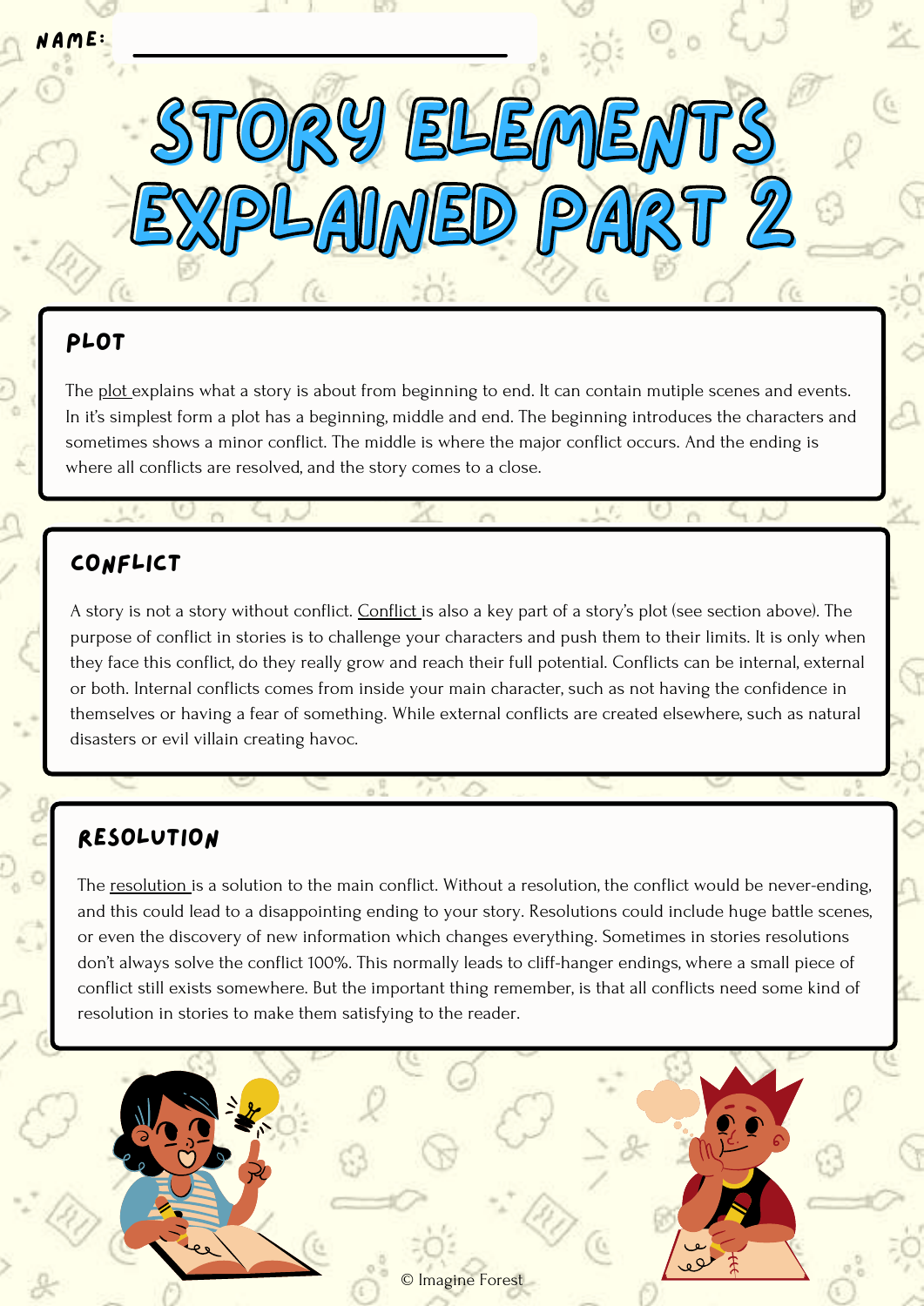NAME: ____________________

# STORY ELEMENTS EXPLAINED PART 2

## PLOT

The plot explains what a story is about from beginning to end. It can contain mutiple scenes and events. In it's simplest form a plot has a beginning, middle and end. The beginning introduces the characters and sometimes shows a minor conflict. The middle is where the major conflict occurs. And the ending is where all conflicts are resolved, and the story comes to a close.

## CONFLICT

A story is not a story without conflict. Conflict is also a key part of a story's plot (see section above). The purpose of conflict in stories is to challenge your characters and push them to their limits. It is only when they face this conflict, do they really grow and reach their full potential. Conflicts can be internal, external or both. Internal conflicts comes from inside your main character, such as not having the confidence in themselves or having a fear of something. While external conflicts are created elsewhere, such as natural disasters or evil villain creating havoc.

## RESOLUTION

The resolution is a solution to the main conflict. Without a resolution, the conflict would be never-ending, and this could lead to a disappointing ending to your story. Resolutions could include huge battle scenes, or even the discovery of new information which changes everything. Sometimes in stories resolutions don't always solve the conflict 100%. This normally leads to cliff-hanger endings, where a small piece of conflict still exists somewhere. But the important thing remember, is that all conflicts need some kind of resolution in stories to make them satisfying to the reader.

© Imagine Forest